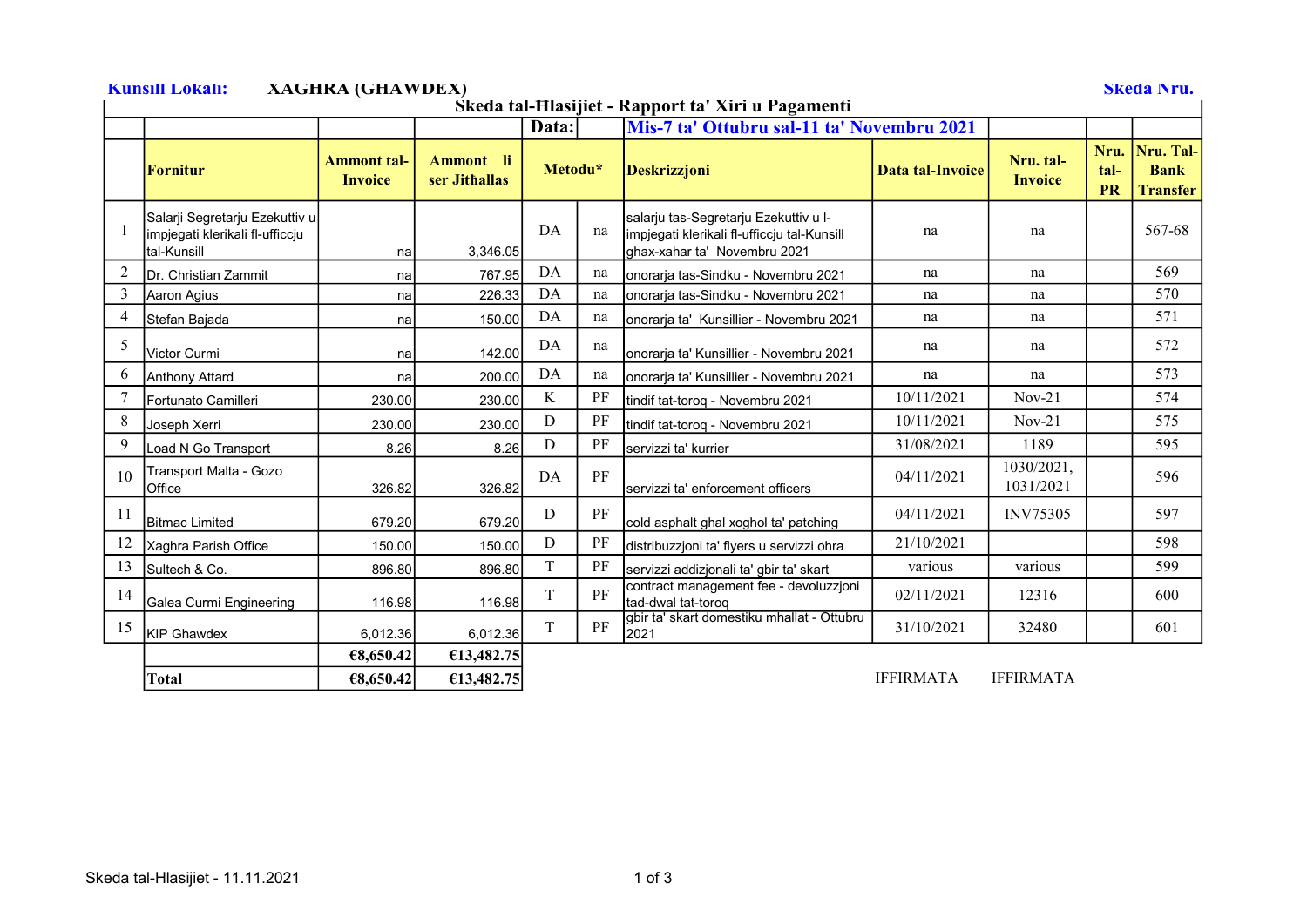**Kunsill Lokali:** XAGHRA (GHAWDEX) **Skeda Nru.**

## Skeda tal-Hlasijiet - Rapport ta' Xiri u Pagamenti

**Data:** Mis-7 ta' Ottubru sal-11 ta' Novembru 2021

| | Fornitur | Ammont tal-Invoice | Ammont li ser Jithallas | Metodu* | | Deskrizzjoni | Data tal-Invoice | Nru. tal-Invoice | Nru. tal-PR | Nru. Tal-Bank Transfer |
|---|---|---|---|---|---|---|---|---|---|---|
| 1 | Salarji Segretarju Ezekuttiv u impjegati klerikali fl-ufficcju tal-Kunsill | na | 3,346.05 | DA | na | salarju tas-Segretarju Ezekuttiv u l-impjegati klerikali fl-ufficcju tal-Kunsill ghax-xahar ta' Novembru 2021 | na | na | | 567-68 |
| 2 | Dr. Christian Zammit | na | 767.95 | DA | na | onorarja tas-Sindku - Novembru 2021 | na | na | | 569 |
| 3 | Aaron Agius | na | 226.33 | DA | na | onorarja tas-Sindku - Novembru 2021 | na | na | | 570 |
| 4 | Stefan Bajada | na | 150.00 | DA | na | onorarja ta' Kunsillier - Novembru 2021 | na | na | | 571 |
| 5 | Victor Curmi | na | 142.00 | DA | na | onorarja ta' Kunsillier - Novembru 2021 | na | na | | 572 |
| 6 | Anthony Attard | na | 200.00 | DA | na | onorarja ta' Kunsillier - Novembru 2021 | na | na | | 573 |
| 7 | Fortunato Camilleri | 230.00 | 230.00 | K | PF | tindif tat-toroq - Novembru 2021 | 10/11/2021 | Nov-21 | | 574 |
| 8 | Joseph Xerri | 230.00 | 230.00 | D | PF | tindif tat-toroq - Novembru 2021 | 10/11/2021 | Nov-21 | | 575 |
| 9 | Load N Go Transport | 8.26 | 8.26 | D | PF | servizzi ta' kurrier | 31/08/2021 | 1189 | | 595 |
| 10 | Transport Malta - Gozo Office | 326.82 | 326.82 | DA | PF | servizzi ta' enforcement officers | 04/11/2021 | 1030/2021, 1031/2021 | | 596 |
| 11 | Bitmac Limited | 679.20 | 679.20 | D | PF | cold asphalt ghal xoghol ta' patching | 04/11/2021 | INV75305 | | 597 |
| 12 | Xaghra Parish Office | 150.00 | 150.00 | D | PF | distribuzzjoni ta' flyers u servizzi ohra | 21/10/2021 | | | 598 |
| 13 | Sultech & Co. | 896.80 | 896.80 | T | PF | servizzi addizjonali ta' gbir ta' skart | various | various | | 599 |
| 14 | Galea Curmi Engineering | 116.98 | 116.98 | T | PF | contract management fee - devoluzzjoni tad-dwal tat-toroq | 02/11/2021 | 12316 | | 600 |
| 15 | KIP Ghawdex | 6,012.36 | 6,012.36 | T | PF | gbir ta' skart domestiku mhallat - Ottubru 2021 | 31/10/2021 | 32480 | | 601 |
| | | €8,650.42 | €13,482.75 | | | | | | | |
| | **Total** | **€8,650.42** | **€13,482.75** | | | | | | | |

IFFIRMATA IFFIRMATA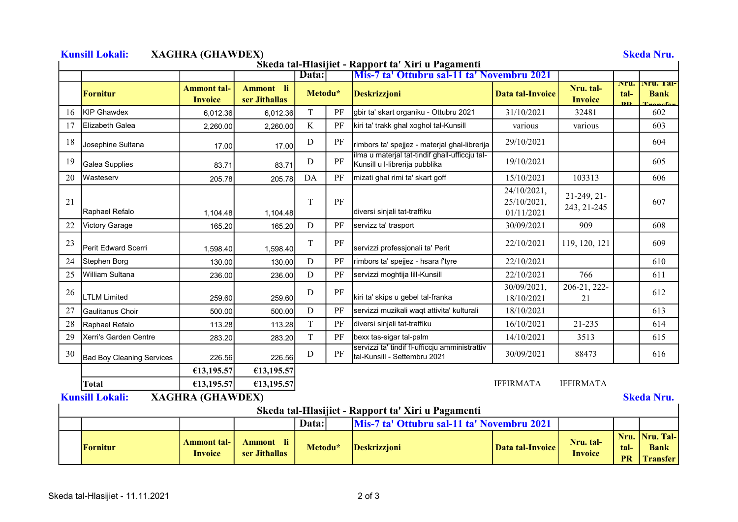**Kunsill Lokali:** **XAGHRA (GHAWDEX)** **Skeda Nru.**

**Skeda tal-Ħlasijiet - Rapport ta' Xiri u Pagamenti**

| | | | | **Data:** | | **Mis-7 ta' Ottubru sal-11 ta' Novembru 2021** | | | | |
|---|---|---|---|---|---|---|---|---|---|---|
| | **Fornitur** | **Ammont tal-Invoice** | **Ammont li ser Jithallas** | **Metodu*** | | **Deskrizzjoni** | **Data tal-Invoice** | **Nru. tal-Invoice** | **Nru. tal-PR** | **Nru. Tal-Bank Transfer** |
| 16 | KIP Ghawdex | 6,012.36 | 6,012.36 | T | PF | gbir ta' skart organiku - Ottubru 2021 | 31/10/2021 | 32481 | | 602 |
| 17 | Elizabeth Galea | 2,260.00 | 2,260.00 | K | PF | kiri ta' trakk ghal xoghol tal-Kunsill | various | various | | 603 |
| 18 | Josephine Sultana | 17.00 | 17.00 | D | PF | rimbors ta' spejjez - materjal ghal-librerija | 29/10/2021 | | | 604 |
| 19 | Galea Supplies | 83.71 | 83.71 | D | PF | ilma u materjal tat-tindif ghall-ufficcju tal-Kunsill u l-librerija pubblika | 19/10/2021 | | | 605 |
| 20 | Wasteserv | 205.78 | 205.78 | DA | PF | mizati ghal rimi ta' skart goff | 15/10/2021 | 103313 | | 606 |
| 21 | Raphael Refalo | 1,104.48 | 1,104.48 | T | PF | diversi sinjali tat-traffiku | 24/10/2021, 25/10/2021, 01/11/2021 | 21-249, 21-243, 21-245 | | 607 |
| 22 | Victory Garage | 165.20 | 165.20 | D | PF | servizz ta' trasport | 30/09/2021 | 909 | | 608 |
| 23 | Perit Edward Scerri | 1,598.40 | 1,598.40 | T | PF | servizzi professjonali ta' Perit | 22/10/2021 | 119, 120, 121 | | 609 |
| 24 | Stephen Borg | 130.00 | 130.00 | D | PF | rimbors ta' spejjez - hsara f'tyre | 22/10/2021 | | | 610 |
| 25 | William Sultana | 236.00 | 236.00 | D | PF | servizzi moghtija lill-Kunsill | 22/10/2021 | 766 | | 611 |
| 26 | LTLM Limited | 259.60 | 259.60 | D | PF | kiri ta' skips u gebel tal-franka | 30/09/2021, 18/10/2021 | 206-21, 222-21 | | 612 |
| 27 | Gaulitanus Choir | 500.00 | 500.00 | D | PF | servizzi muzikali waqt attivita' kulturali | 18/10/2021 | | | 613 |
| 28 | Raphael Refalo | 113.28 | 113.28 | T | PF | diversi sinjali tat-traffiku | 16/10/2021 | 21-235 | | 614 |
| 29 | Xerri's Garden Centre | 283.20 | 283.20 | T | PF | bexx tas-sigar tal-palm | 14/10/2021 | 3513 | | 615 |
| 30 | Bad Boy Cleaning Services | 226.56 | 226.56 | D | PF | servizzi ta' tindif fl-ufficcju amministrattiv tal-Kunsill - Settembru 2021 | 30/09/2021 | 88473 | | 616 |
| | | €13,195.57 | €13,195.57 | | | | | | | |
| | **Total** | €13,195.57 | €13,195.57 | | | | IFFIRMATA | IFFIRMATA | | |

**Kunsill Lokali:** **XAGHRA (GHAWDEX)** **Skeda Nru.**

**Skeda tal-Ħlasijiet - Rapport ta' Xiri u Pagamenti**

| | | | | **Data:** | | **Mis-7 ta' Ottubru sal-11 ta' Novembru 2021** | | | | |
|---|---|---|---|---|---|---|---|---|---|---|
| | **Fornitur** | **Ammont tal-Invoice** | **Ammont li ser Jithallas** | **Metodu*** | | **Deskrizzjoni** | **Data tal-Invoice** | **Nru. tal-Invoice** | **Nru. tal-PR** | **Nru. Tal-Bank Transfer** |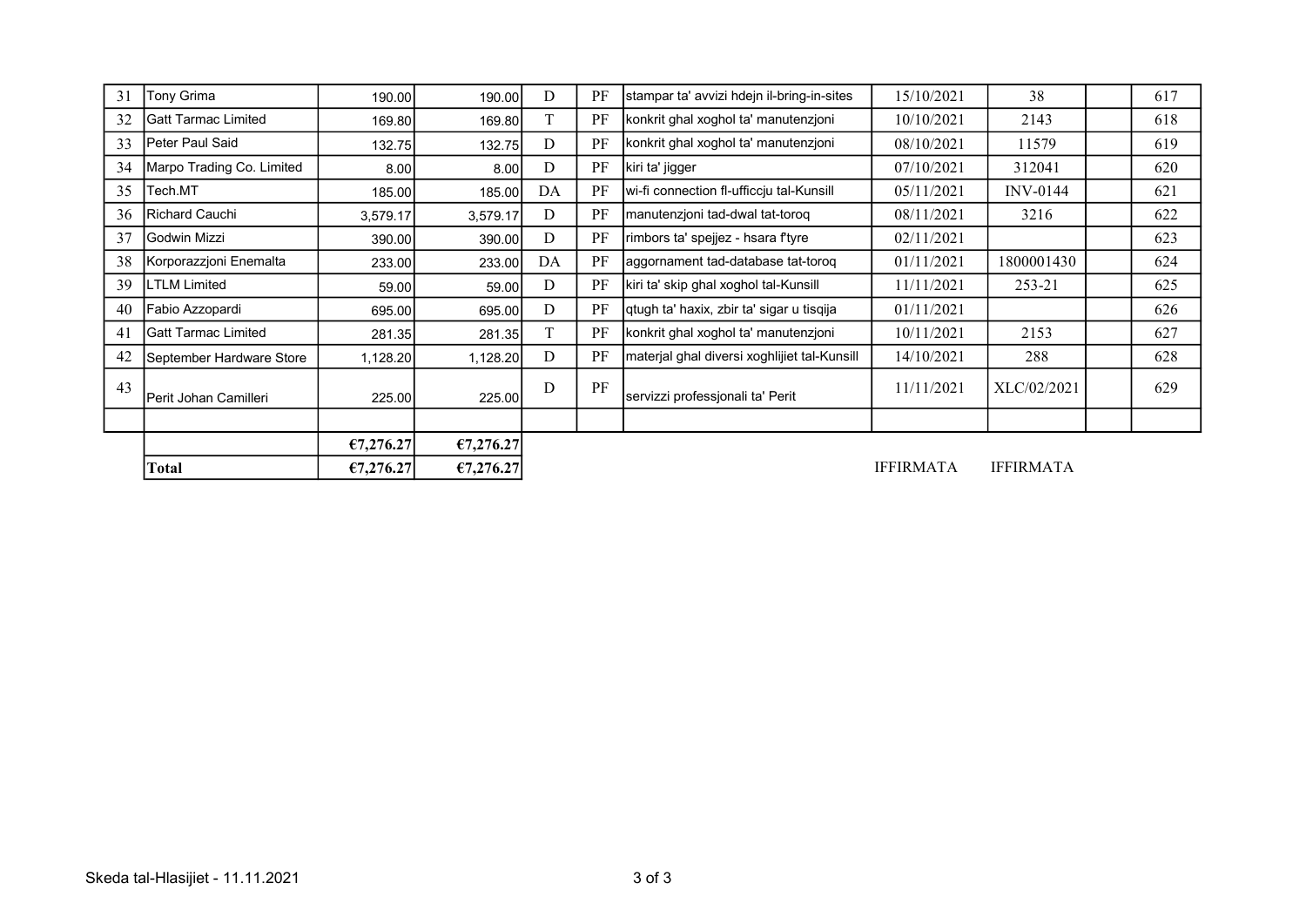| | | | | | | | | | | |
|---|---|---|---|---|---|---|---|---|---|---|
| 31 | Tony Grima | 190.00 | 190.00 | D | PF | stampar ta' avvizi hdejn il-bring-in-sites | 15/10/2021 | 38 | | 617 |
| 32 | Gatt Tarmac Limited | 169.80 | 169.80 | T | PF | konkrit ghal xoghol ta' manutenzjoni | 10/10/2021 | 2143 | | 618 |
| 33 | Peter Paul Said | 132.75 | 132.75 | D | PF | konkrit ghal xoghol ta' manutenzjoni | 08/10/2021 | 11579 | | 619 |
| 34 | Marpo Trading Co. Limited | 8.00 | 8.00 | D | PF | kiri ta' jigger | 07/10/2021 | 312041 | | 620 |
| 35 | Tech.MT | 185.00 | 185.00 | DA | PF | wi-fi connection fl-ufficcju tal-Kunsill | 05/11/2021 | INV-0144 | | 621 |
| 36 | Richard Cauchi | 3,579.17 | 3,579.17 | D | PF | manutenzjoni tad-dwal tat-toroq | 08/11/2021 | 3216 | | 622 |
| 37 | Godwin Mizzi | 390.00 | 390.00 | D | PF | rimbors ta' spejjez - hsara f'tyre | 02/11/2021 | | | 623 |
| 38 | Korporazzjoni Enemalta | 233.00 | 233.00 | DA | PF | aggornament tad-database tat-toroq | 01/11/2021 | 1800001430 | | 624 |
| 39 | LTLM Limited | 59.00 | 59.00 | D | PF | kiri ta' skip ghal xoghol tal-Kunsill | 11/11/2021 | 253-21 | | 625 |
| 40 | Fabio Azzopardi | 695.00 | 695.00 | D | PF | qtugh ta' haxix, zbir ta' sigar u tisqija | 01/11/2021 | | | 626 |
| 41 | Gatt Tarmac Limited | 281.35 | 281.35 | T | PF | konkrit ghal xoghol ta' manutenzjoni | 10/11/2021 | 2153 | | 627 |
| 42 | September Hardware Store | 1,128.20 | 1,128.20 | D | PF | materjal ghal diversi xoghlijiet tal-Kunsill | 14/10/2021 | 288 | | 628 |
| 43 | Perit Johan Camilleri | 225.00 | 225.00 | D | PF | servizzi professjonali ta' Perit | 11/11/2021 | XLC/02/2021 | | 629 |
| | | | | | | | | | | |
| | | €7,276.27 | €7,276.27 | | | | | | | |
| | **Total** | €7,276.27 | €7,276.27 | | | | IFFIRMATA | IFFIRMATA | | |

Skeda tal-Hlasijiet - 11.11.2021